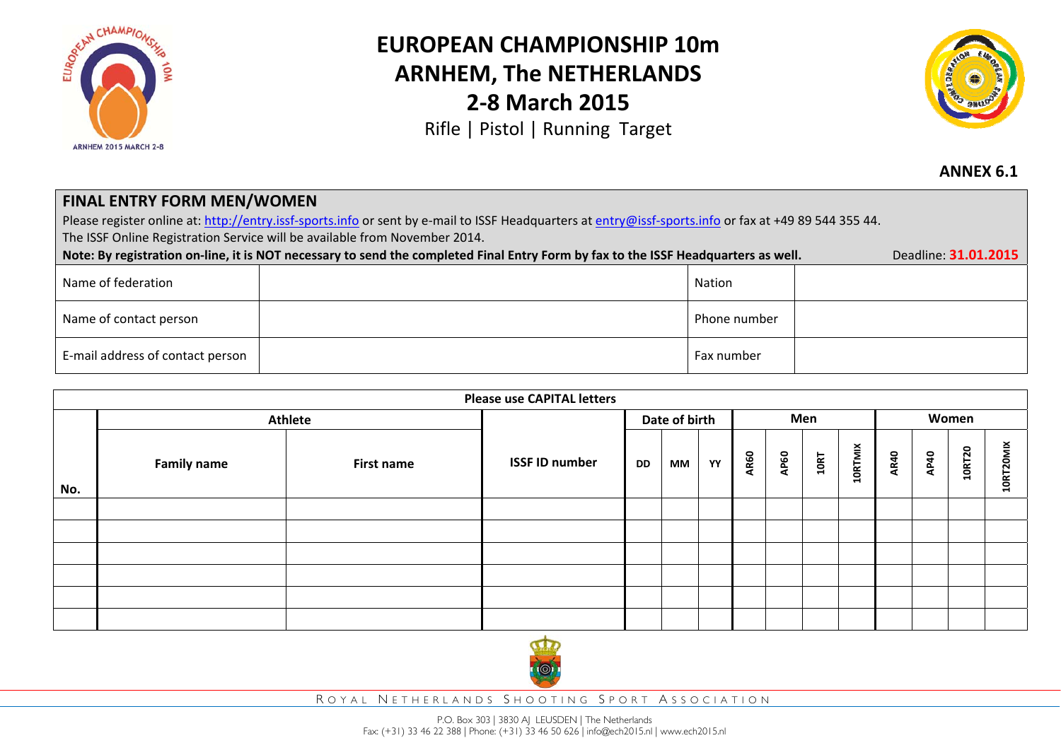# EUROPEAN CHAMPIONSHIP 10m
# ARNHEM, The NETHERLANDS
# 2-8 March 2015

Rifle | Pistol | Running Target

**ANNEX 6.1**

## FINAL ENTRY FORM MEN/WOMEN

Please register online at: http://entry.issf-sports.info or sent by e-mail to ISSF Headquarters at entry@issf-sports.info or fax at +49 89 544 355 44.
The ISSF Online Registration Service will be available from November 2014.
**Note: By registration on-line, it is NOT necessary to send the completed Final Entry Form by fax to the ISSF Headquarters as well.** Deadline: **31.01.2015**

| Name of federation | | Nation | |
|---|---|---|---|
| Name of contact person | | Phone number | |
| E-mail address of contact person | | Fax number | |

**Please use CAPITAL letters**

| No. | Athlete | | ISSF ID number | Date of birth | | | Men | | | | Women | | | |
|---|---|---|---|---|---|---|---|---|---|---|---|---|---|---|
| | Family name | First name | | DD | MM | YY | AR60 | AP60 | 10RT | 10RTMIX | AR40 | AP40 | 10RT20 | 10RT20MIX |
| | | | | | | | | | | | | | | |
| | | | | | | | | | | | | | | |
| | | | | | | | | | | | | | | |
| | | | | | | | | | | | | | | |
| | | | | | | | | | | | | | | |
| | | | | | | | | | | | | | | |

ROYAL NETHERLANDS SHOOTING SPORT ASSOCIATION

P.O. Box 303 | 3830 AJ LEUSDEN | The Netherlands
Fax: (+31) 33 46 22 388 | Phone: (+31) 33 46 50 626 | info@ech2015.nl | www.ech2015.nl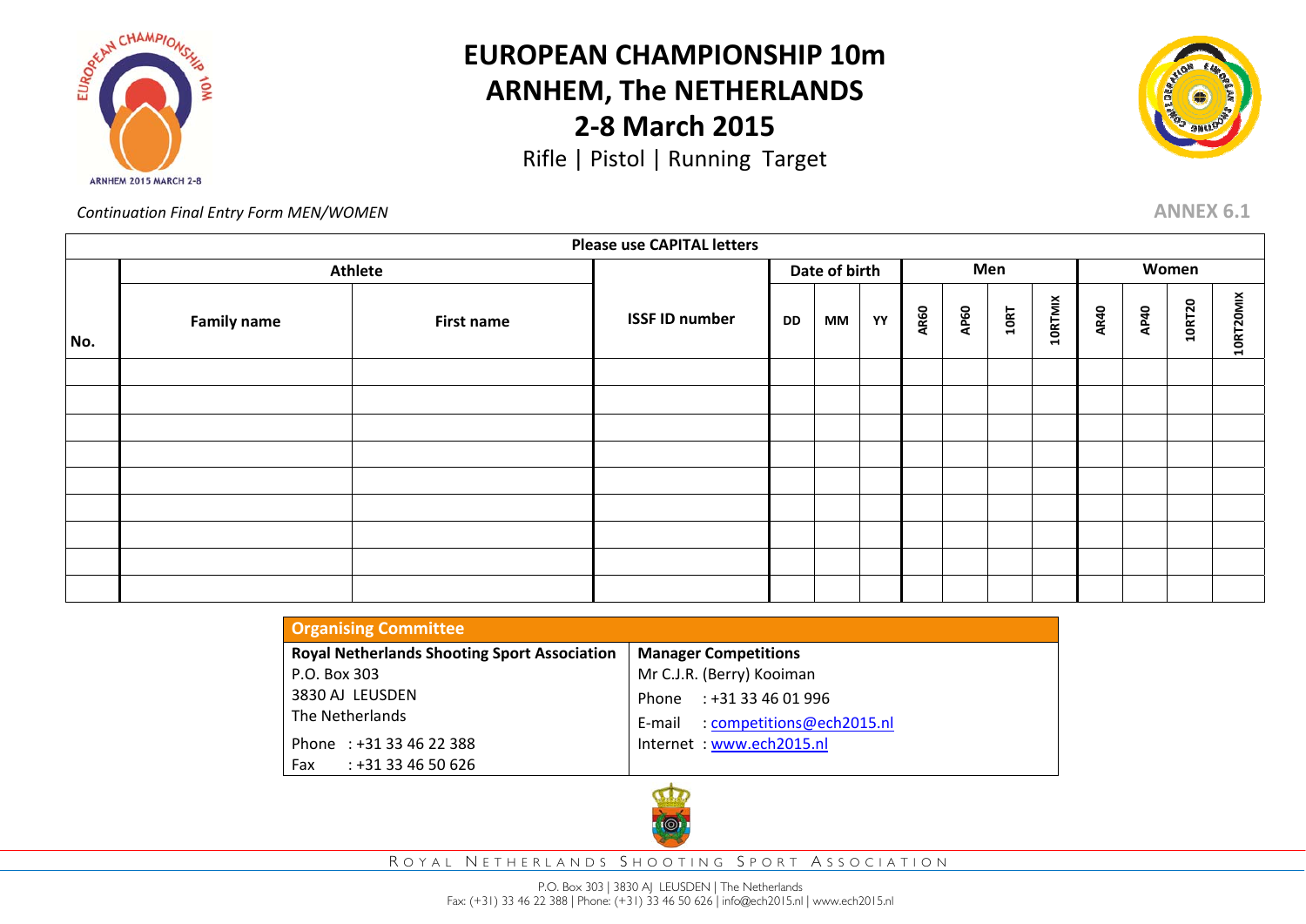# EUROPEAN CHAMPIONSHIP 10m
# ARNHEM, The NETHERLANDS
# 2-8 March 2015

Rifle | Pistol | Running Target

*Continuation Final Entry Form MEN/WOMEN*

**ANNEX 6.1**

| Please use CAPITAL letters | | | | | | | | | | | | | | | |
|---|---|---|---|---|---|---|---|---|---|---|---|---|---|---|---|
| No. | Athlete | | ISSF ID number | Date of birth | | | Men | | | | Women | | | | |
| | Family name | First name | | DD | MM | YY | AR60 | AP60 | 10RT | 10RTMIX | AR40 | AP40 | 10RT20 | 10RT20MIX |
| | | | | | | | | | | | | | | | |
| | | | | | | | | | | | | | | | |
| | | | | | | | | | | | | | | | |
| | | | | | | | | | | | | | | | |
| | | | | | | | | | | | | | | | |
| | | | | | | | | | | | | | | | |
| | | | | | | | | | | | | | | | |
| | | | | | | | | | | | | | | | |
| | | | | | | | | | | | | | | | |

| Organising Committee | |
|---|---|
| **Royal Netherlands Shooting Sport Association**<br>P.O. Box 303<br>3830 AJ LEUSDEN<br>The Netherlands<br>Phone : +31 33 46 22 388<br>Fax : +31 33 46 50 626 | **Manager Competitions**<br>Mr C.J.R. (Berry) Kooiman<br>Phone : +31 33 46 01 996<br>E-mail : competitions@ech2015.nl<br>Internet : www.ech2015.nl |

ROYAL NETHERLANDS SHOOTING SPORT ASSOCIATION

P.O. Box 303 | 3830 AJ LEUSDEN | The Netherlands
Fax: (+31) 33 46 22 388 | Phone: (+31) 33 46 50 626 | info@ech2015.nl | www.ech2015.nl